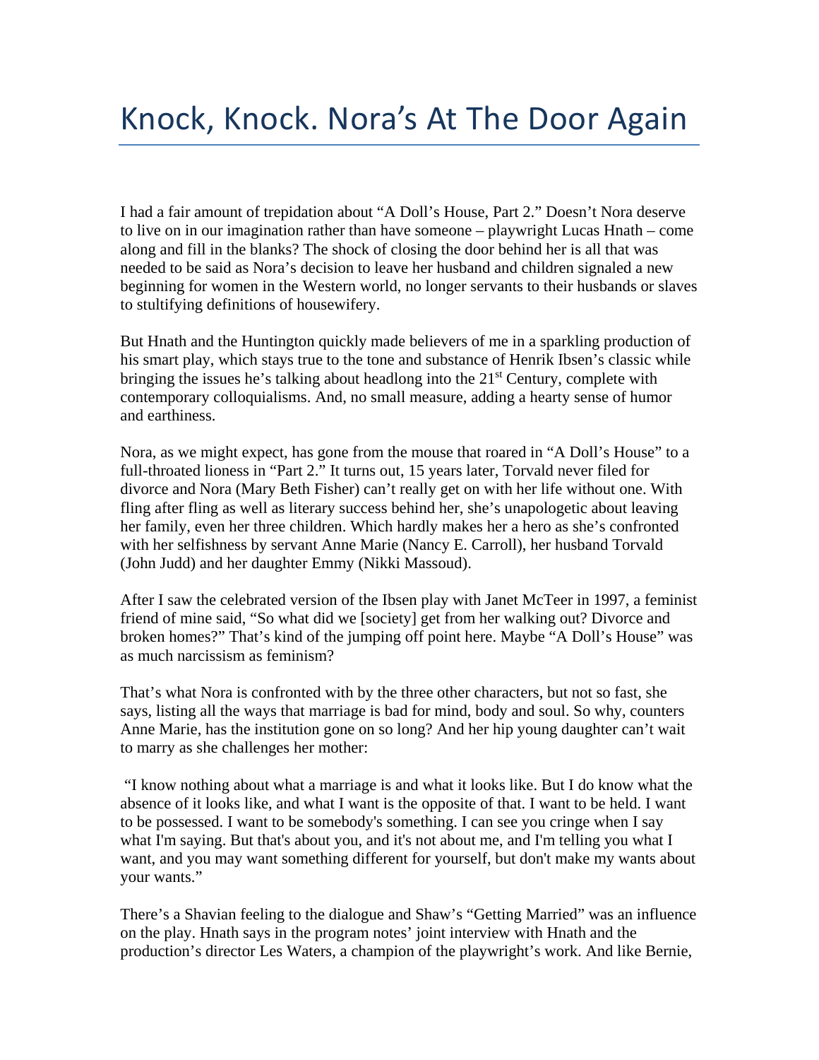# Knock, Knock. Nora's At The Door Again

I had a fair amount of trepidation about "A Doll's House, Part 2." Doesn't Nora deserve to live on in our imagination rather than have someone – playwright Lucas Hnath – come along and fill in the blanks? The shock of closing the door behind her is all that was needed to be said as Nora's decision to leave her husband and children signaled a new beginning for women in the Western world, no longer servants to their husbands or slaves to stultifying definitions of housewifery.

But Hnath and the Huntington quickly made believers of me in a sparkling production of his smart play, which stays true to the tone and substance of Henrik Ibsen's classic while bringing the issues he's talking about headlong into the 21st Century, complete with contemporary colloquialisms. And, no small measure, adding a hearty sense of humor and earthiness.

Nora, as we might expect, has gone from the mouse that roared in "A Doll's House" to a full-throated lioness in "Part 2." It turns out, 15 years later, Torvald never filed for divorce and Nora (Mary Beth Fisher) can't really get on with her life without one. With fling after fling as well as literary success behind her, she's unapologetic about leaving her family, even her three children. Which hardly makes her a hero as she's confronted with her selfishness by servant Anne Marie (Nancy E. Carroll), her husband Torvald (John Judd) and her daughter Emmy (Nikki Massoud).

After I saw the celebrated version of the Ibsen play with Janet McTeer in 1997, a feminist friend of mine said, "So what did we [society] get from her walking out? Divorce and broken homes?" That's kind of the jumping off point here. Maybe "A Doll's House" was as much narcissism as feminism?

That's what Nora is confronted with by the three other characters, but not so fast, she says, listing all the ways that marriage is bad for mind, body and soul. So why, counters Anne Marie, has the institution gone on so long? And her hip young daughter can't wait to marry as she challenges her mother:

"I know nothing about what a marriage is and what it looks like. But I do know what the absence of it looks like, and what I want is the opposite of that. I want to be held. I want to be possessed. I want to be somebody's something. I can see you cringe when I say what I'm saying. But that's about you, and it's not about me, and I'm telling you what I want, and you may want something different for yourself, but don't make my wants about your wants."

There's a Shavian feeling to the dialogue and Shaw's "Getting Married" was an influence on the play. Hnath says in the program notes' joint interview with Hnath and the production's director Les Waters, a champion of the playwright's work. And like Bernie,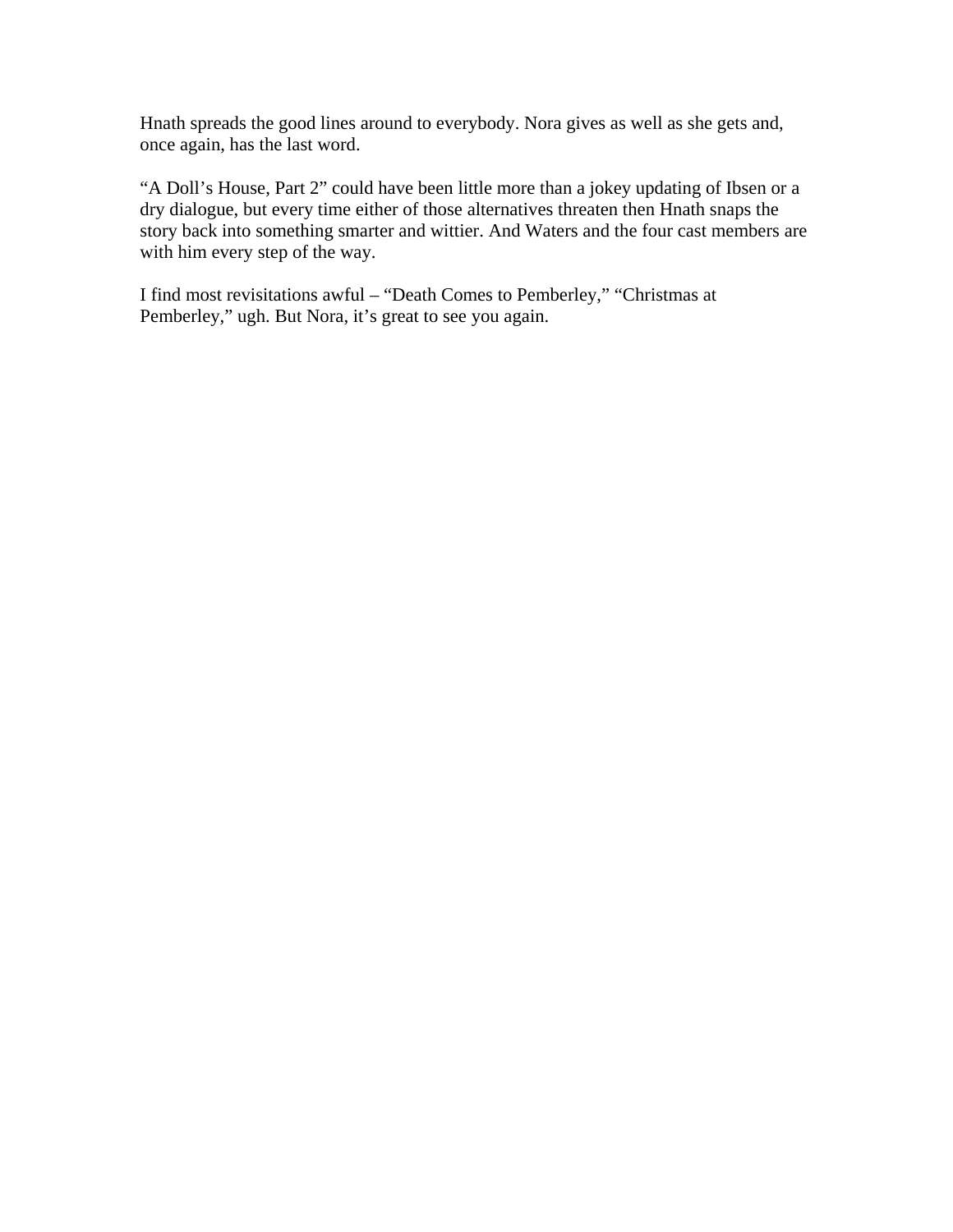Hnath spreads the good lines around to everybody. Nora gives as well as she gets and, once again, has the last word.

"A Doll's House, Part 2" could have been little more than a jokey updating of Ibsen or a dry dialogue, but every time either of those alternatives threaten then Hnath snaps the story back into something smarter and wittier. And Waters and the four cast members are with him every step of the way.

I find most revisitations awful – "Death Comes to Pemberley," "Christmas at Pemberley," ugh. But Nora, it's great to see you again.